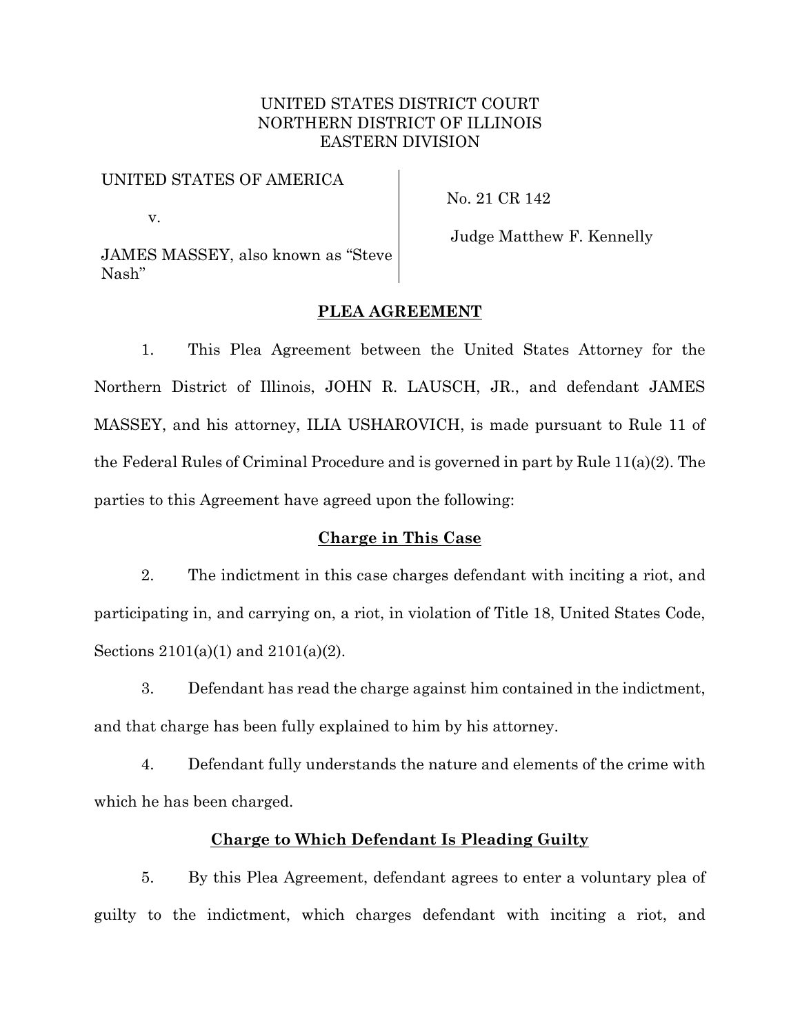UNITED STATES DISTRICT COURT
NORTHERN DISTRICT OF ILLINOIS
EASTERN DIVISION

| | |
|---|---|
| UNITED STATES OF AMERICA<br><br>v.<br><br>JAMES MASSEY, also known as "Steve Nash" | No. 21 CR 142<br><br>Judge Matthew F. Kennelly |

**PLEA AGREEMENT**

1. This Plea Agreement between the United States Attorney for the Northern District of Illinois, JOHN R. LAUSCH, JR., and defendant JAMES MASSEY, and his attorney, ILIA USHAROVICH, is made pursuant to Rule 11 of the Federal Rules of Criminal Procedure and is governed in part by Rule 11(a)(2). The parties to this Agreement have agreed upon the following:

**Charge in This Case**

2. The indictment in this case charges defendant with inciting a riot, and participating in, and carrying on, a riot, in violation of Title 18, United States Code, Sections 2101(a)(1) and 2101(a)(2).

3. Defendant has read the charge against him contained in the indictment, and that charge has been fully explained to him by his attorney.

4. Defendant fully understands the nature and elements of the crime with which he has been charged.

**Charge to Which Defendant Is Pleading Guilty**

5. By this Plea Agreement, defendant agrees to enter a voluntary plea of guilty to the indictment, which charges defendant with inciting a riot, and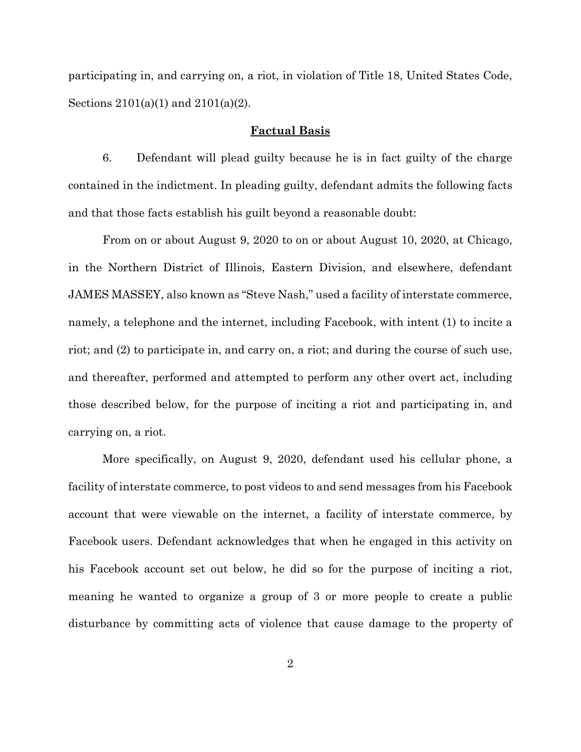participating in, and carrying on, a riot, in violation of Title 18, United States Code, Sections 2101(a)(1) and 2101(a)(2).

## Factual Basis

6. Defendant will plead guilty because he is in fact guilty of the charge contained in the indictment. In pleading guilty, defendant admits the following facts and that those facts establish his guilt beyond a reasonable doubt:

From on or about August 9, 2020 to on or about August 10, 2020, at Chicago, in the Northern District of Illinois, Eastern Division, and elsewhere, defendant JAMES MASSEY, also known as "Steve Nash," used a facility of interstate commerce, namely, a telephone and the internet, including Facebook, with intent (1) to incite a riot; and (2) to participate in, and carry on, a riot; and during the course of such use, and thereafter, performed and attempted to perform any other overt act, including those described below, for the purpose of inciting a riot and participating in, and carrying on, a riot.

More specifically, on August 9, 2020, defendant used his cellular phone, a facility of interstate commerce, to post videos to and send messages from his Facebook account that were viewable on the internet, a facility of interstate commerce, by Facebook users. Defendant acknowledges that when he engaged in this activity on his Facebook account set out below, he did so for the purpose of inciting a riot, meaning he wanted to organize a group of 3 or more people to create a public disturbance by committing acts of violence that cause damage to the property of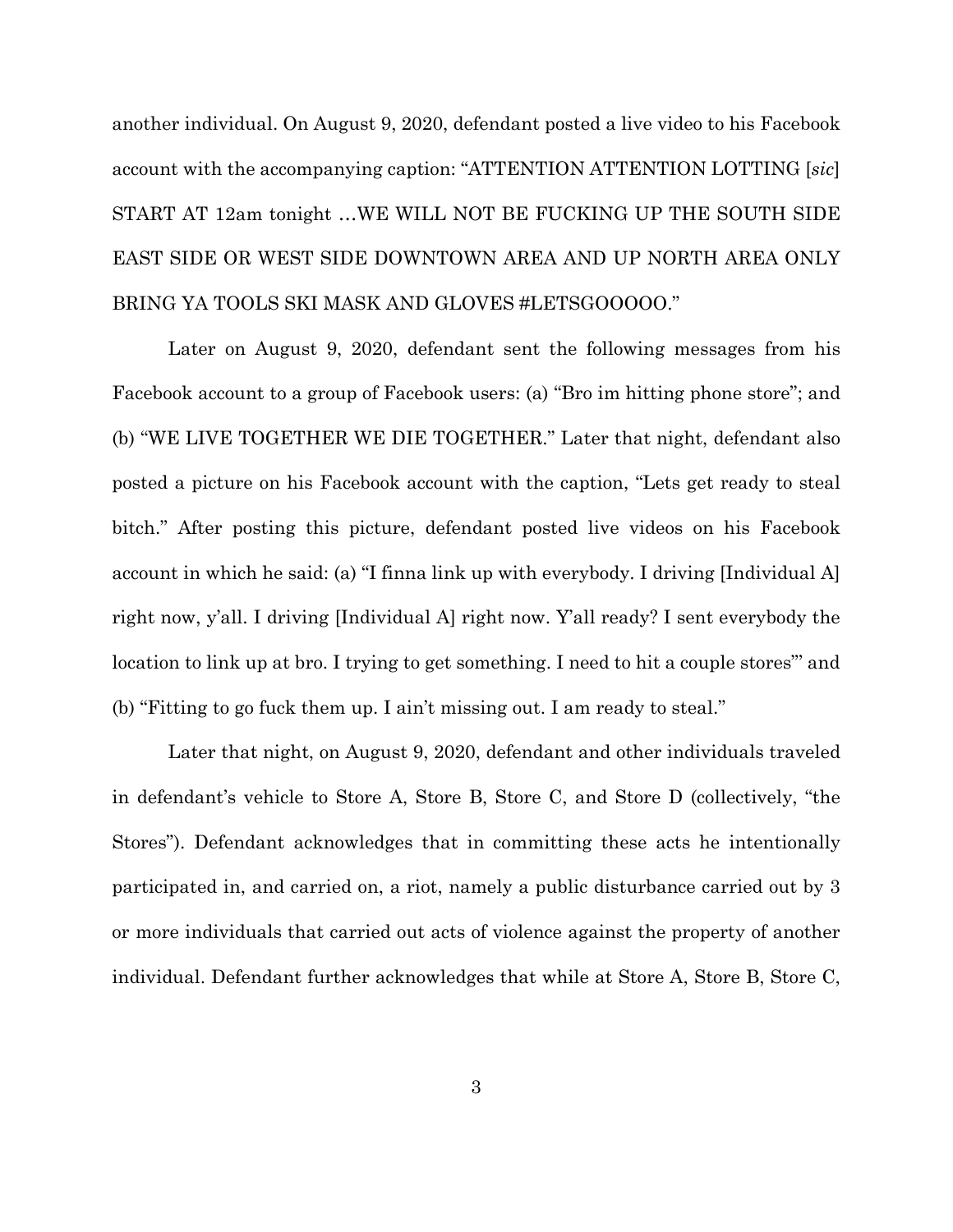another individual. On August 9, 2020, defendant posted a live video to his Facebook account with the accompanying caption: "ATTENTION ATTENTION LOTTING [*sic*] START AT 12am tonight …WE WILL NOT BE FUCKING UP THE SOUTH SIDE EAST SIDE OR WEST SIDE DOWNTOWN AREA AND UP NORTH AREA ONLY BRING YA TOOLS SKI MASK AND GLOVES #LETSGOOOOO."

Later on August 9, 2020, defendant sent the following messages from his Facebook account to a group of Facebook users: (a) "Bro im hitting phone store"; and (b) "WE LIVE TOGETHER WE DIE TOGETHER." Later that night, defendant also posted a picture on his Facebook account with the caption, "Lets get ready to steal bitch." After posting this picture, defendant posted live videos on his Facebook account in which he said: (a) "I finna link up with everybody. I driving [Individual A] right now, y'all. I driving [Individual A] right now. Y'all ready? I sent everybody the location to link up at bro. I trying to get something. I need to hit a couple stores'" and (b) "Fitting to go fuck them up. I ain't missing out. I am ready to steal."

Later that night, on August 9, 2020, defendant and other individuals traveled in defendant's vehicle to Store A, Store B, Store C, and Store D (collectively, "the Stores"). Defendant acknowledges that in committing these acts he intentionally participated in, and carried on, a riot, namely a public disturbance carried out by 3 or more individuals that carried out acts of violence against the property of another individual. Defendant further acknowledges that while at Store A, Store B, Store C,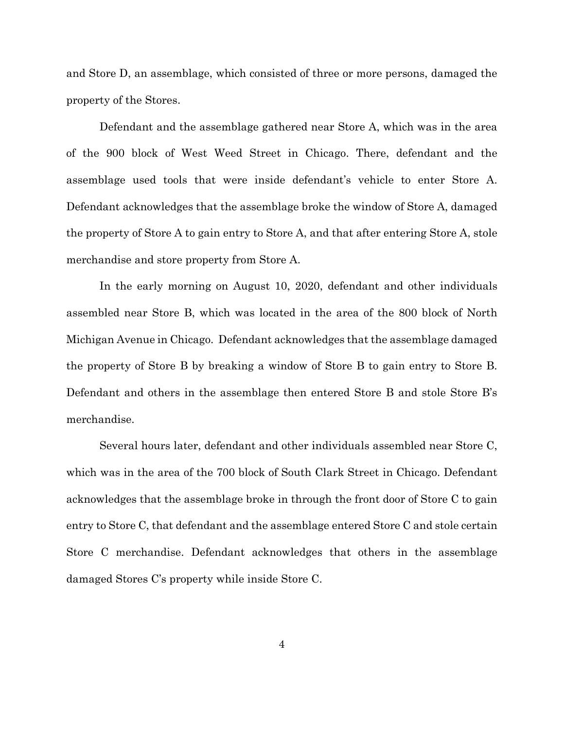and Store D, an assemblage, which consisted of three or more persons, damaged the property of the Stores.

Defendant and the assemblage gathered near Store A, which was in the area of the 900 block of West Weed Street in Chicago. There, defendant and the assemblage used tools that were inside defendant's vehicle to enter Store A. Defendant acknowledges that the assemblage broke the window of Store A, damaged the property of Store A to gain entry to Store A, and that after entering Store A, stole merchandise and store property from Store A.

In the early morning on August 10, 2020, defendant and other individuals assembled near Store B, which was located in the area of the 800 block of North Michigan Avenue in Chicago. Defendant acknowledges that the assemblage damaged the property of Store B by breaking a window of Store B to gain entry to Store B. Defendant and others in the assemblage then entered Store B and stole Store B's merchandise.

Several hours later, defendant and other individuals assembled near Store C, which was in the area of the 700 block of South Clark Street in Chicago. Defendant acknowledges that the assemblage broke in through the front door of Store C to gain entry to Store C, that defendant and the assemblage entered Store C and stole certain Store C merchandise. Defendant acknowledges that others in the assemblage damaged Stores C's property while inside Store C.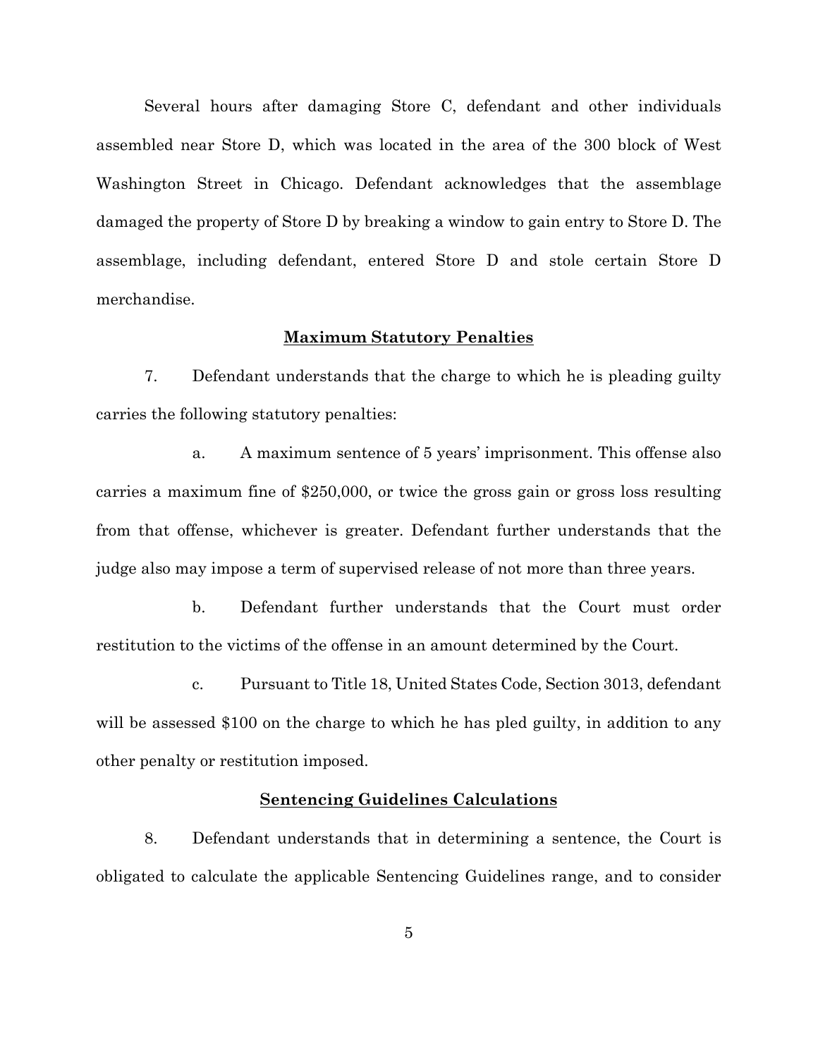Several hours after damaging Store C, defendant and other individuals assembled near Store D, which was located in the area of the 300 block of West Washington Street in Chicago. Defendant acknowledges that the assemblage damaged the property of Store D by breaking a window to gain entry to Store D. The assemblage, including defendant, entered Store D and stole certain Store D merchandise.

## Maximum Statutory Penalties

7. Defendant understands that the charge to which he is pleading guilty carries the following statutory penalties:

   a. A maximum sentence of 5 years' imprisonment. This offense also carries a maximum fine of $250,000, or twice the gross gain or gross loss resulting from that offense, whichever is greater. Defendant further understands that the judge also may impose a term of supervised release of not more than three years.

   b. Defendant further understands that the Court must order restitution to the victims of the offense in an amount determined by the Court.

   c. Pursuant to Title 18, United States Code, Section 3013, defendant will be assessed $100 on the charge to which he has pled guilty, in addition to any other penalty or restitution imposed.

## Sentencing Guidelines Calculations

8. Defendant understands that in determining a sentence, the Court is obligated to calculate the applicable Sentencing Guidelines range, and to consider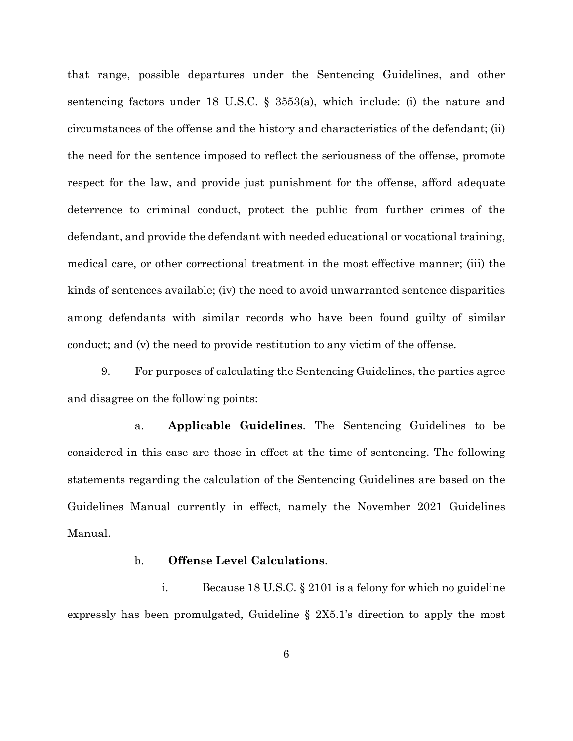that range, possible departures under the Sentencing Guidelines, and other sentencing factors under 18 U.S.C. § 3553(a), which include: (i) the nature and circumstances of the offense and the history and characteristics of the defendant; (ii) the need for the sentence imposed to reflect the seriousness of the offense, promote respect for the law, and provide just punishment for the offense, afford adequate deterrence to criminal conduct, protect the public from further crimes of the defendant, and provide the defendant with needed educational or vocational training, medical care, or other correctional treatment in the most effective manner; (iii) the kinds of sentences available; (iv) the need to avoid unwarranted sentence disparities among defendants with similar records who have been found guilty of similar conduct; and (v) the need to provide restitution to any victim of the offense.

9. For purposes of calculating the Sentencing Guidelines, the parties agree and disagree on the following points:

a. **Applicable Guidelines**. The Sentencing Guidelines to be considered in this case are those in effect at the time of sentencing. The following statements regarding the calculation of the Sentencing Guidelines are based on the Guidelines Manual currently in effect, namely the November 2021 Guidelines Manual.

b. **Offense Level Calculations**.

i. Because 18 U.S.C. § 2101 is a felony for which no guideline expressly has been promulgated, Guideline § 2X5.1's direction to apply the most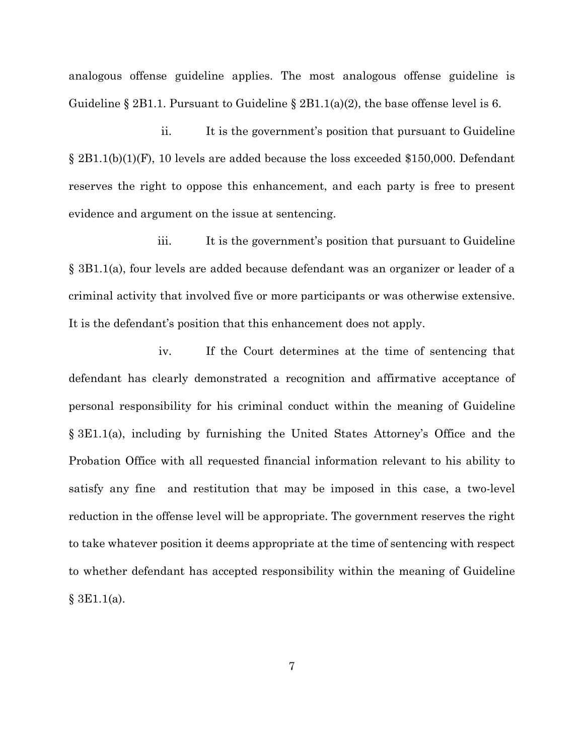analogous offense guideline applies. The most analogous offense guideline is Guideline § 2B1.1. Pursuant to Guideline § 2B1.1(a)(2), the base offense level is 6.

ii. It is the government's position that pursuant to Guideline § 2B1.1(b)(1)(F), 10 levels are added because the loss exceeded $150,000. Defendant reserves the right to oppose this enhancement, and each party is free to present evidence and argument on the issue at sentencing.

iii. It is the government's position that pursuant to Guideline § 3B1.1(a), four levels are added because defendant was an organizer or leader of a criminal activity that involved five or more participants or was otherwise extensive. It is the defendant's position that this enhancement does not apply.

iv. If the Court determines at the time of sentencing that defendant has clearly demonstrated a recognition and affirmative acceptance of personal responsibility for his criminal conduct within the meaning of Guideline § 3E1.1(a), including by furnishing the United States Attorney's Office and the Probation Office with all requested financial information relevant to his ability to satisfy any fine and restitution that may be imposed in this case, a two-level reduction in the offense level will be appropriate. The government reserves the right to take whatever position it deems appropriate at the time of sentencing with respect to whether defendant has accepted responsibility within the meaning of Guideline § 3E1.1(a).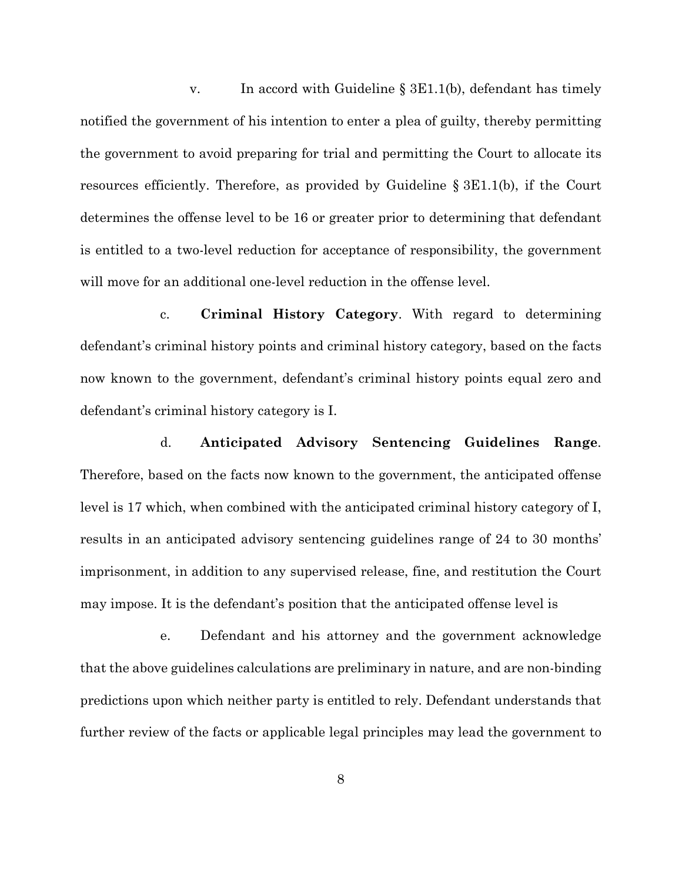v. In accord with Guideline § 3E1.1(b), defendant has timely notified the government of his intention to enter a plea of guilty, thereby permitting the government to avoid preparing for trial and permitting the Court to allocate its resources efficiently. Therefore, as provided by Guideline § 3E1.1(b), if the Court determines the offense level to be 16 or greater prior to determining that defendant is entitled to a two-level reduction for acceptance of responsibility, the government will move for an additional one-level reduction in the offense level.

c. **Criminal History Category**. With regard to determining defendant's criminal history points and criminal history category, based on the facts now known to the government, defendant's criminal history points equal zero and defendant's criminal history category is I.

d. **Anticipated Advisory Sentencing Guidelines Range**. Therefore, based on the facts now known to the government, the anticipated offense level is 17 which, when combined with the anticipated criminal history category of I, results in an anticipated advisory sentencing guidelines range of 24 to 30 months' imprisonment, in addition to any supervised release, fine, and restitution the Court may impose. It is the defendant's position that the anticipated offense level is

e. Defendant and his attorney and the government acknowledge that the above guidelines calculations are preliminary in nature, and are non-binding predictions upon which neither party is entitled to rely. Defendant understands that further review of the facts or applicable legal principles may lead the government to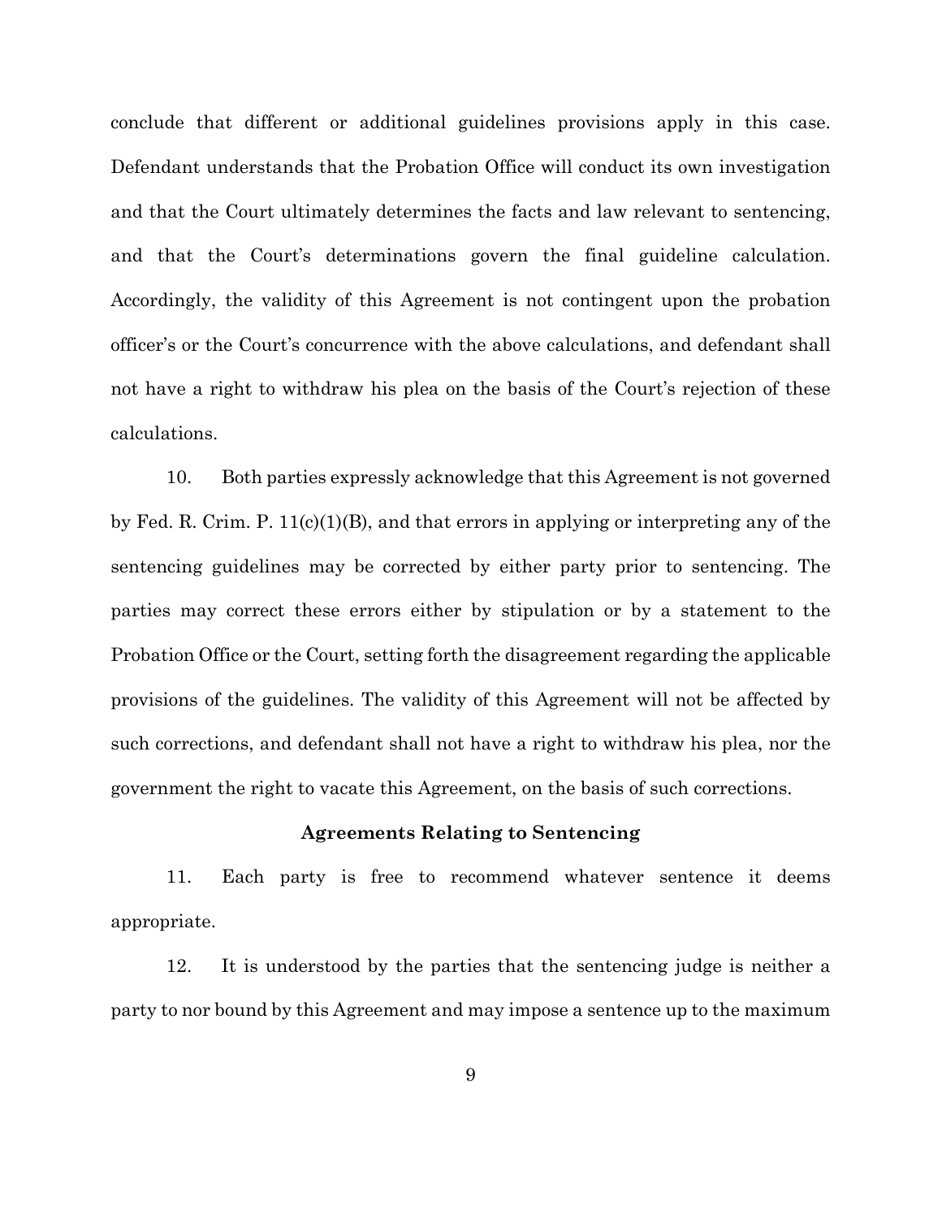conclude that different or additional guidelines provisions apply in this case. Defendant understands that the Probation Office will conduct its own investigation and that the Court ultimately determines the facts and law relevant to sentencing, and that the Court's determinations govern the final guideline calculation. Accordingly, the validity of this Agreement is not contingent upon the probation officer's or the Court's concurrence with the above calculations, and defendant shall not have a right to withdraw his plea on the basis of the Court's rejection of these calculations.

10. Both parties expressly acknowledge that this Agreement is not governed by Fed. R. Crim. P. 11(c)(1)(B), and that errors in applying or interpreting any of the sentencing guidelines may be corrected by either party prior to sentencing. The parties may correct these errors either by stipulation or by a statement to the Probation Office or the Court, setting forth the disagreement regarding the applicable provisions of the guidelines. The validity of this Agreement will not be affected by such corrections, and defendant shall not have a right to withdraw his plea, nor the government the right to vacate this Agreement, on the basis of such corrections.

**Agreements Relating to Sentencing**

11. Each party is free to recommend whatever sentence it deems appropriate.

12. It is understood by the parties that the sentencing judge is neither a party to nor bound by this Agreement and may impose a sentence up to the maximum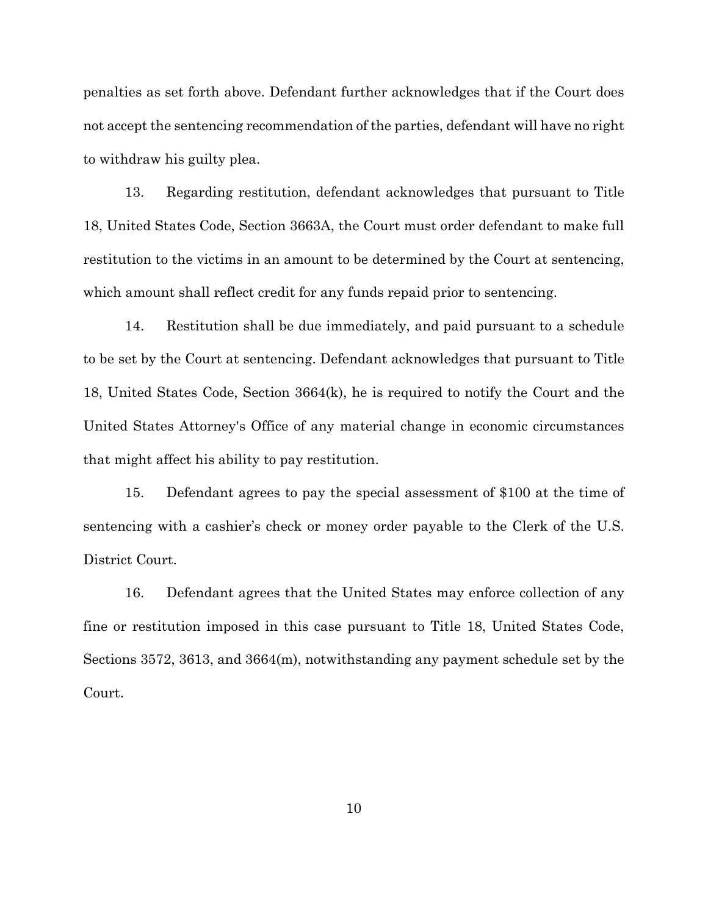penalties as set forth above. Defendant further acknowledges that if the Court does not accept the sentencing recommendation of the parties, defendant will have no right to withdraw his guilty plea.

13. Regarding restitution, defendant acknowledges that pursuant to Title 18, United States Code, Section 3663A, the Court must order defendant to make full restitution to the victims in an amount to be determined by the Court at sentencing, which amount shall reflect credit for any funds repaid prior to sentencing.

14. Restitution shall be due immediately, and paid pursuant to a schedule to be set by the Court at sentencing. Defendant acknowledges that pursuant to Title 18, United States Code, Section 3664(k), he is required to notify the Court and the United States Attorney's Office of any material change in economic circumstances that might affect his ability to pay restitution.

15. Defendant agrees to pay the special assessment of $100 at the time of sentencing with a cashier's check or money order payable to the Clerk of the U.S. District Court.

16. Defendant agrees that the United States may enforce collection of any fine or restitution imposed in this case pursuant to Title 18, United States Code, Sections 3572, 3613, and 3664(m), notwithstanding any payment schedule set by the Court.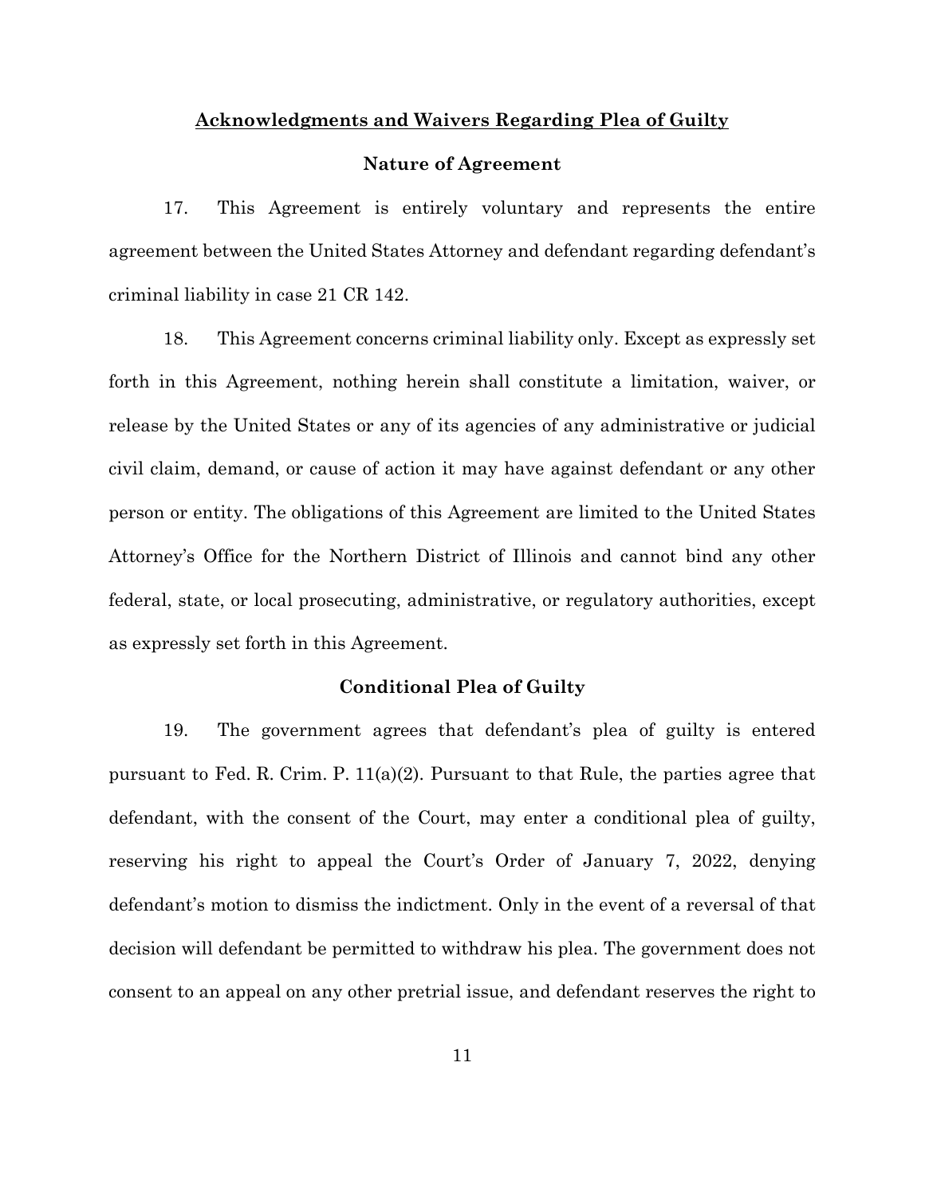## Acknowledgments and Waivers Regarding Plea of Guilty

### Nature of Agreement

17. This Agreement is entirely voluntary and represents the entire agreement between the United States Attorney and defendant regarding defendant's criminal liability in case 21 CR 142.

18. This Agreement concerns criminal liability only. Except as expressly set forth in this Agreement, nothing herein shall constitute a limitation, waiver, or release by the United States or any of its agencies of any administrative or judicial civil claim, demand, or cause of action it may have against defendant or any other person or entity. The obligations of this Agreement are limited to the United States Attorney's Office for the Northern District of Illinois and cannot bind any other federal, state, or local prosecuting, administrative, or regulatory authorities, except as expressly set forth in this Agreement.

### Conditional Plea of Guilty

19. The government agrees that defendant's plea of guilty is entered pursuant to Fed. R. Crim. P. 11(a)(2). Pursuant to that Rule, the parties agree that defendant, with the consent of the Court, may enter a conditional plea of guilty, reserving his right to appeal the Court's Order of January 7, 2022, denying defendant's motion to dismiss the indictment. Only in the event of a reversal of that decision will defendant be permitted to withdraw his plea. The government does not consent to an appeal on any other pretrial issue, and defendant reserves the right to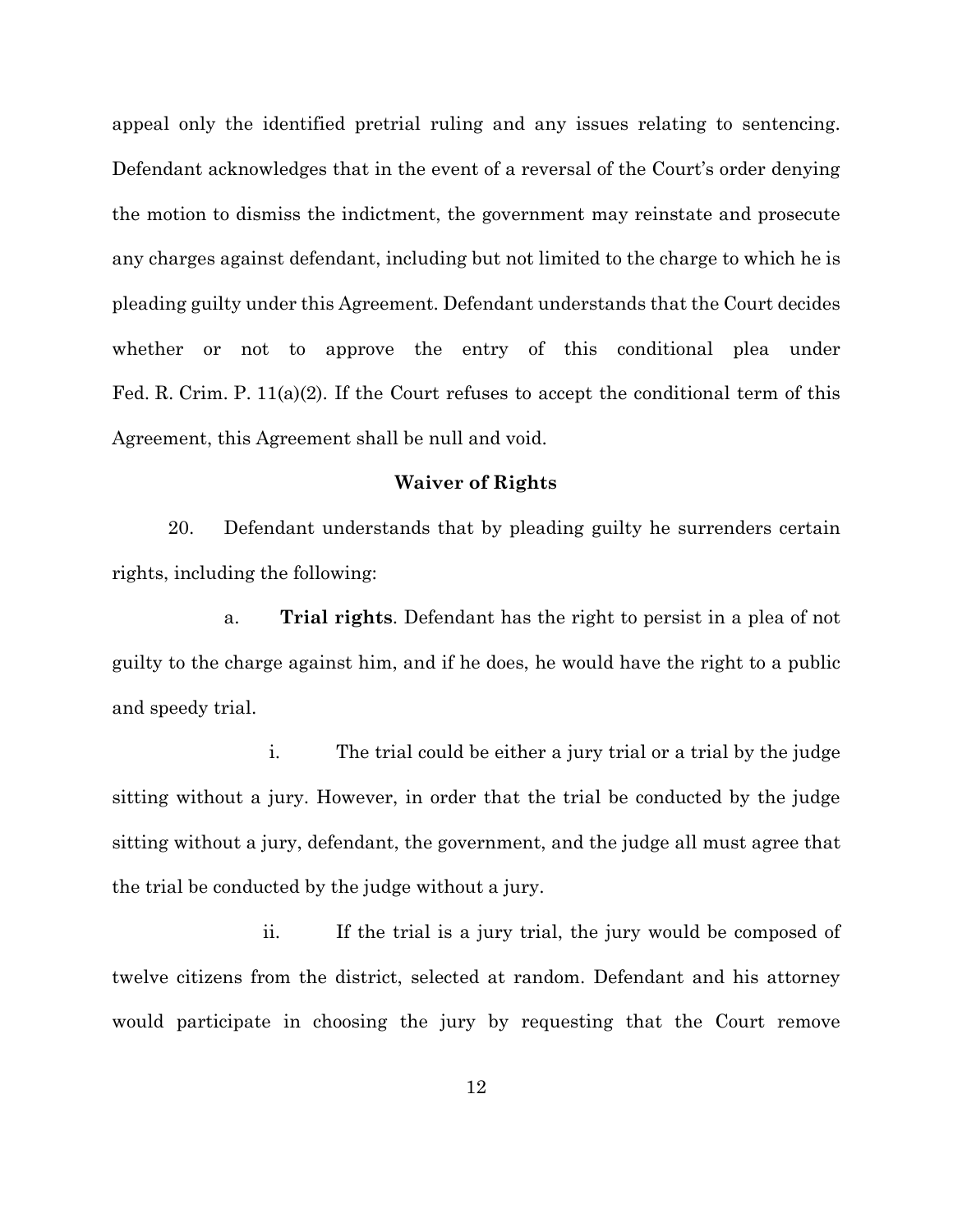appeal only the identified pretrial ruling and any issues relating to sentencing. Defendant acknowledges that in the event of a reversal of the Court's order denying the motion to dismiss the indictment, the government may reinstate and prosecute any charges against defendant, including but not limited to the charge to which he is pleading guilty under this Agreement. Defendant understands that the Court decides whether or not to approve the entry of this conditional plea under Fed. R. Crim. P. 11(a)(2). If the Court refuses to accept the conditional term of this Agreement, this Agreement shall be null and void.

**Waiver of Rights**

20. Defendant understands that by pleading guilty he surrenders certain rights, including the following:

a. **Trial rights**. Defendant has the right to persist in a plea of not guilty to the charge against him, and if he does, he would have the right to a public and speedy trial.

i. The trial could be either a jury trial or a trial by the judge sitting without a jury. However, in order that the trial be conducted by the judge sitting without a jury, defendant, the government, and the judge all must agree that the trial be conducted by the judge without a jury.

ii. If the trial is a jury trial, the jury would be composed of twelve citizens from the district, selected at random. Defendant and his attorney would participate in choosing the jury by requesting that the Court remove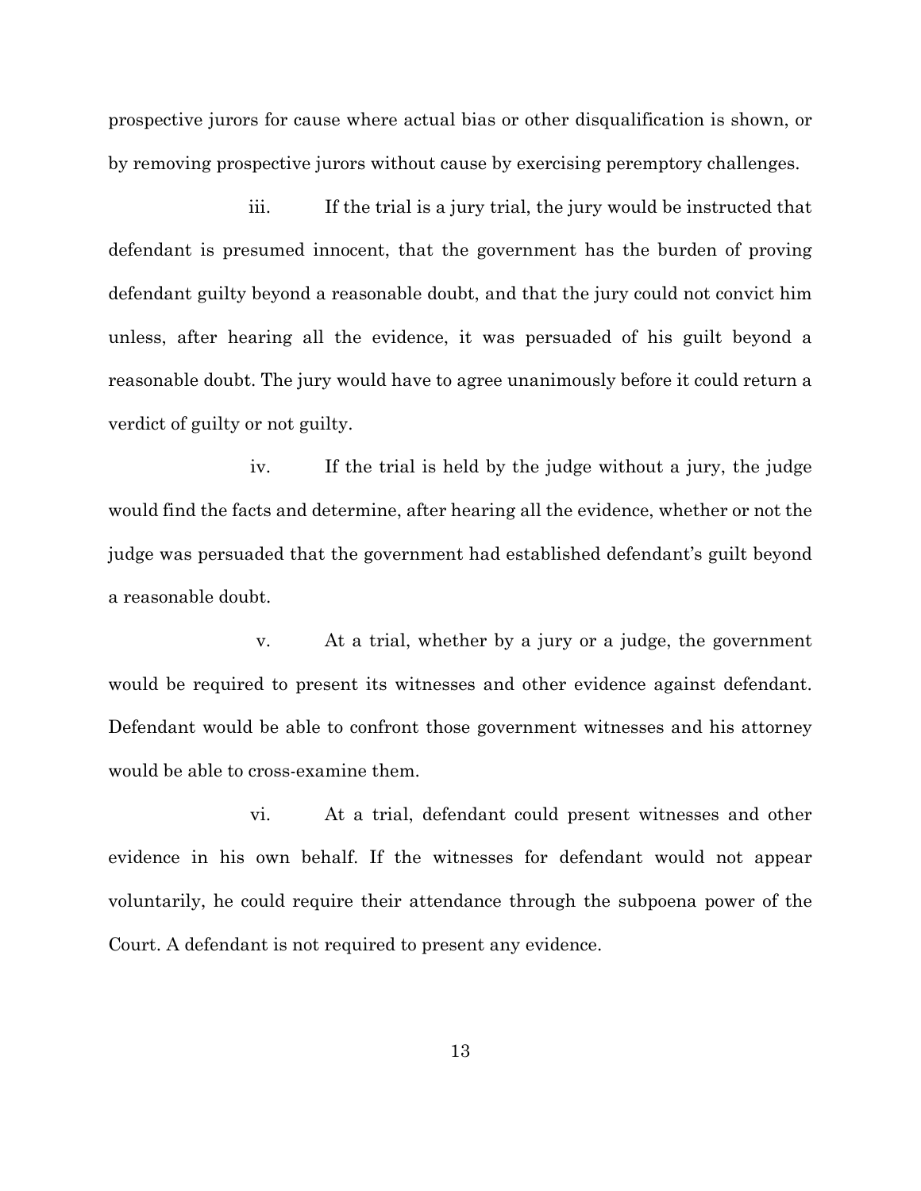prospective jurors for cause where actual bias or other disqualification is shown, or by removing prospective jurors without cause by exercising peremptory challenges.

iii. If the trial is a jury trial, the jury would be instructed that defendant is presumed innocent, that the government has the burden of proving defendant guilty beyond a reasonable doubt, and that the jury could not convict him unless, after hearing all the evidence, it was persuaded of his guilt beyond a reasonable doubt. The jury would have to agree unanimously before it could return a verdict of guilty or not guilty.

iv. If the trial is held by the judge without a jury, the judge would find the facts and determine, after hearing all the evidence, whether or not the judge was persuaded that the government had established defendant's guilt beyond a reasonable doubt.

v. At a trial, whether by a jury or a judge, the government would be required to present its witnesses and other evidence against defendant. Defendant would be able to confront those government witnesses and his attorney would be able to cross-examine them.

vi. At a trial, defendant could present witnesses and other evidence in his own behalf. If the witnesses for defendant would not appear voluntarily, he could require their attendance through the subpoena power of the Court. A defendant is not required to present any evidence.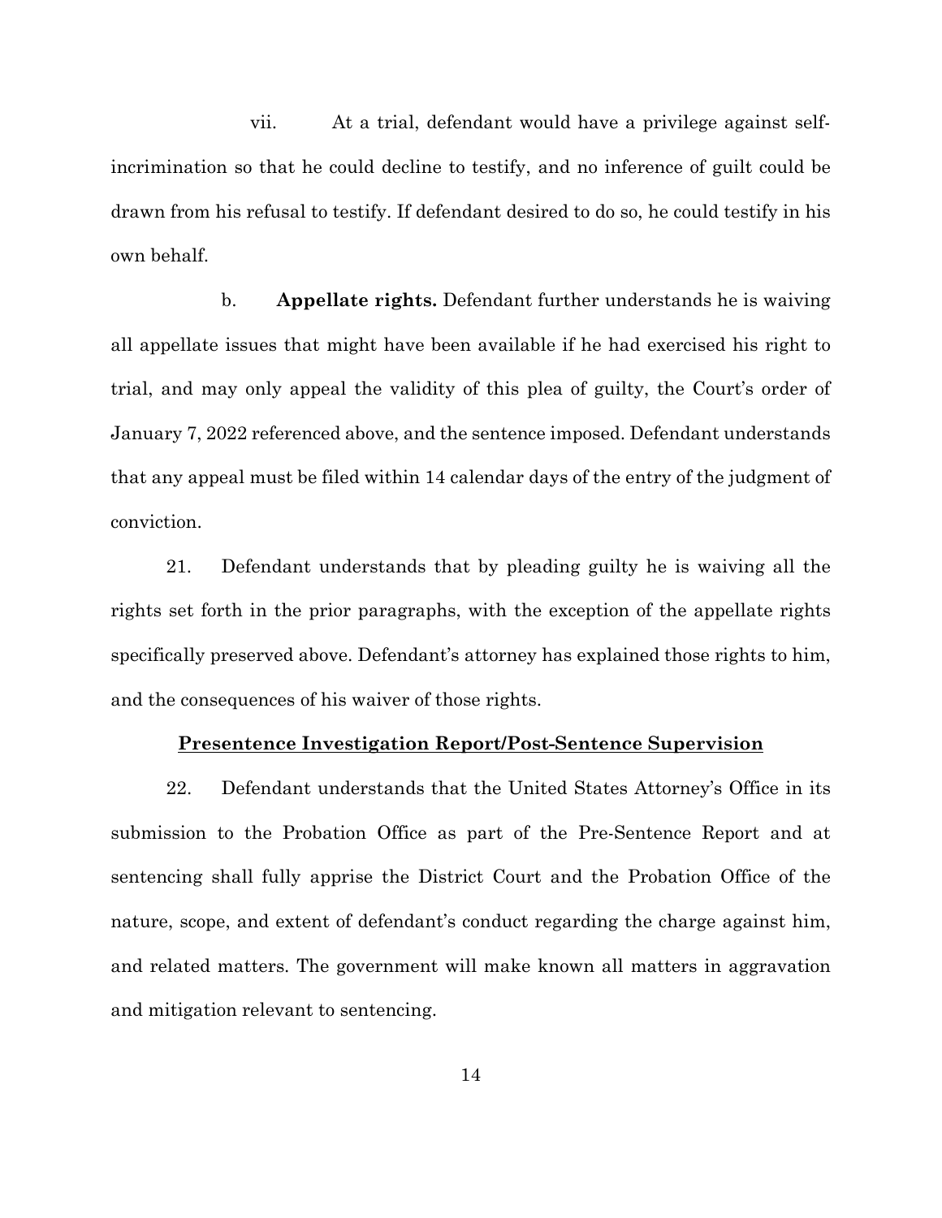vii. At a trial, defendant would have a privilege against self-incrimination so that he could decline to testify, and no inference of guilt could be drawn from his refusal to testify. If defendant desired to do so, he could testify in his own behalf.

b. **Appellate rights.** Defendant further understands he is waiving all appellate issues that might have been available if he had exercised his right to trial, and may only appeal the validity of this plea of guilty, the Court's order of January 7, 2022 referenced above, and the sentence imposed. Defendant understands that any appeal must be filed within 14 calendar days of the entry of the judgment of conviction.

21. Defendant understands that by pleading guilty he is waiving all the rights set forth in the prior paragraphs, with the exception of the appellate rights specifically preserved above. Defendant's attorney has explained those rights to him, and the consequences of his waiver of those rights.

**Presentence Investigation Report/Post-Sentence Supervision**

22. Defendant understands that the United States Attorney's Office in its submission to the Probation Office as part of the Pre-Sentence Report and at sentencing shall fully apprise the District Court and the Probation Office of the nature, scope, and extent of defendant's conduct regarding the charge against him, and related matters. The government will make known all matters in aggravation and mitigation relevant to sentencing.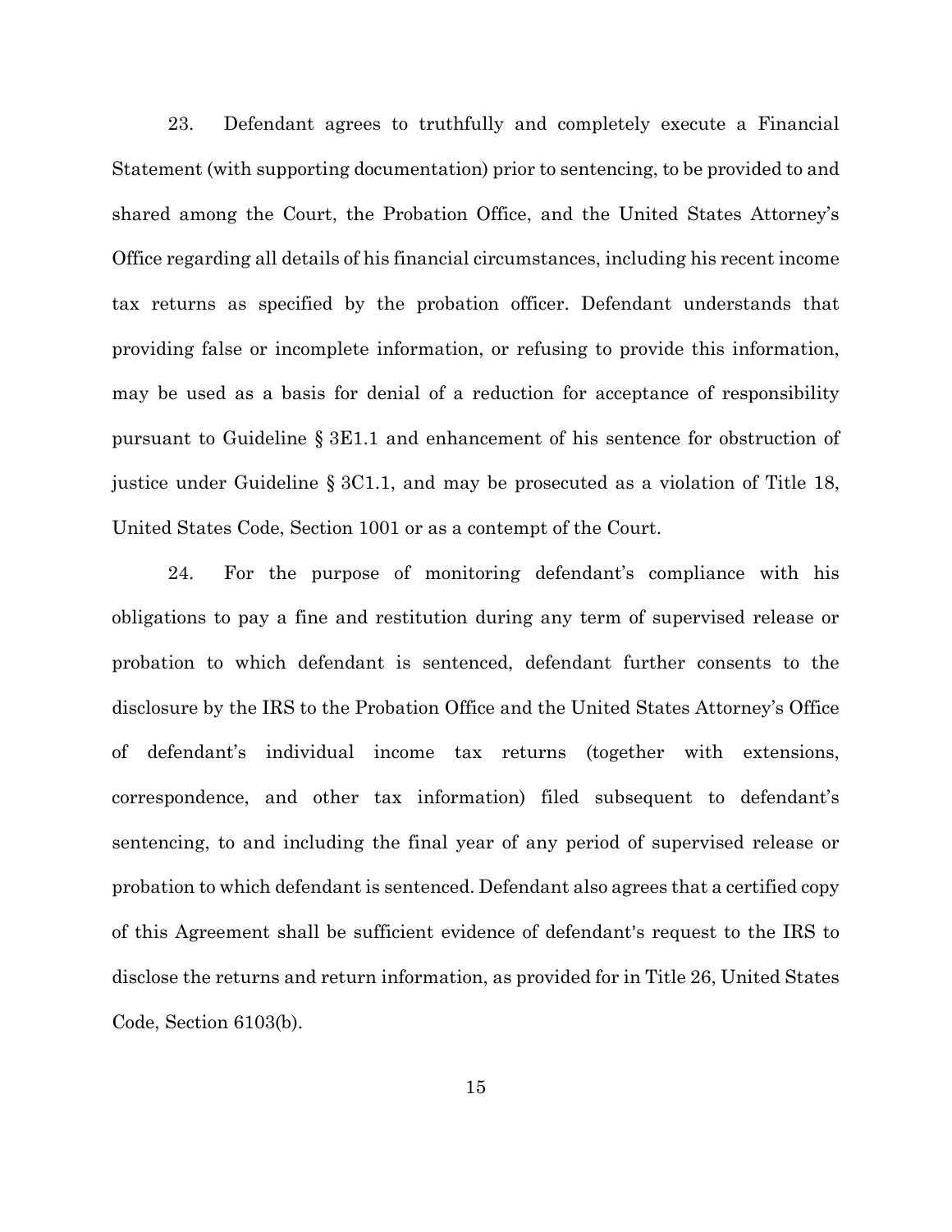23. Defendant agrees to truthfully and completely execute a Financial Statement (with supporting documentation) prior to sentencing, to be provided to and shared among the Court, the Probation Office, and the United States Attorney's Office regarding all details of his financial circumstances, including his recent income tax returns as specified by the probation officer. Defendant understands that providing false or incomplete information, or refusing to provide this information, may be used as a basis for denial of a reduction for acceptance of responsibility pursuant to Guideline § 3E1.1 and enhancement of his sentence for obstruction of justice under Guideline § 3C1.1, and may be prosecuted as a violation of Title 18, United States Code, Section 1001 or as a contempt of the Court.

24. For the purpose of monitoring defendant's compliance with his obligations to pay a fine and restitution during any term of supervised release or probation to which defendant is sentenced, defendant further consents to the disclosure by the IRS to the Probation Office and the United States Attorney's Office of defendant's individual income tax returns (together with extensions, correspondence, and other tax information) filed subsequent to defendant's sentencing, to and including the final year of any period of supervised release or probation to which defendant is sentenced. Defendant also agrees that a certified copy of this Agreement shall be sufficient evidence of defendant's request to the IRS to disclose the returns and return information, as provided for in Title 26, United States Code, Section 6103(b).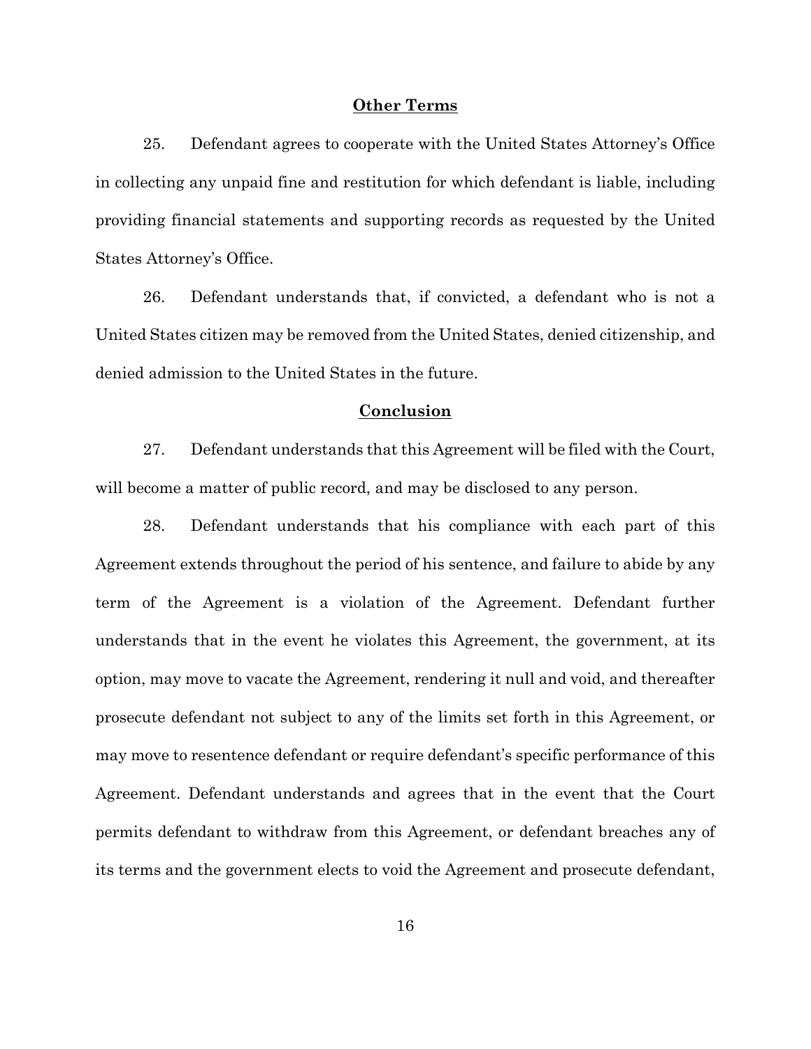## Other Terms

25. Defendant agrees to cooperate with the United States Attorney's Office in collecting any unpaid fine and restitution for which defendant is liable, including providing financial statements and supporting records as requested by the United States Attorney's Office.

26. Defendant understands that, if convicted, a defendant who is not a United States citizen may be removed from the United States, denied citizenship, and denied admission to the United States in the future.

## Conclusion

27. Defendant understands that this Agreement will be filed with the Court, will become a matter of public record, and may be disclosed to any person.

28. Defendant understands that his compliance with each part of this Agreement extends throughout the period of his sentence, and failure to abide by any term of the Agreement is a violation of the Agreement. Defendant further understands that in the event he violates this Agreement, the government, at its option, may move to vacate the Agreement, rendering it null and void, and thereafter prosecute defendant not subject to any of the limits set forth in this Agreement, or may move to resentence defendant or require defendant's specific performance of this Agreement. Defendant understands and agrees that in the event that the Court permits defendant to withdraw from this Agreement, or defendant breaches any of its terms and the government elects to void the Agreement and prosecute defendant,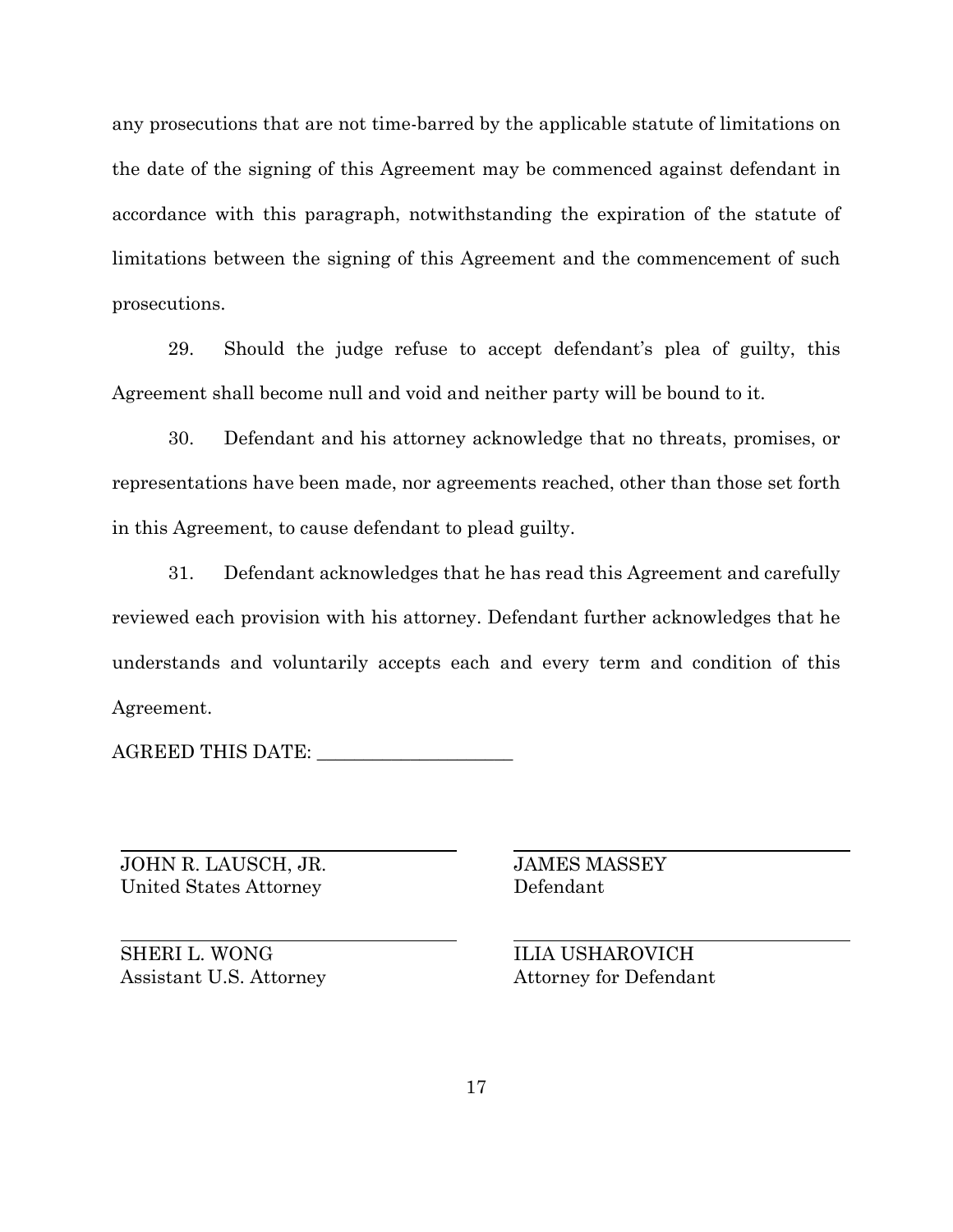any prosecutions that are not time-barred by the applicable statute of limitations on the date of the signing of this Agreement may be commenced against defendant in accordance with this paragraph, notwithstanding the expiration of the statute of limitations between the signing of this Agreement and the commencement of such prosecutions.

29. Should the judge refuse to accept defendant's plea of guilty, this Agreement shall become null and void and neither party will be bound to it.

30. Defendant and his attorney acknowledge that no threats, promises, or representations have been made, nor agreements reached, other than those set forth in this Agreement, to cause defendant to plead guilty.

31. Defendant acknowledges that he has read this Agreement and carefully reviewed each provision with his attorney. Defendant further acknowledges that he understands and voluntarily accepts each and every term and condition of this Agreement.

AGREED THIS DATE: \_\_\_\_\_\_\_\_\_\_\_\_\_\_\_\_\_\_\_\_

\_\_\_\_\_\_\_\_\_\_\_\_\_\_\_\_\_\_\_\_\_\_\_\_\_\_\_\_\_\_
JOHN R. LAUSCH, JR.
United States Attorney

\_\_\_\_\_\_\_\_\_\_\_\_\_\_\_\_\_\_\_\_\_\_\_\_\_\_\_\_\_\_
JAMES MASSEY
Defendant

\_\_\_\_\_\_\_\_\_\_\_\_\_\_\_\_\_\_\_\_\_\_\_\_\_\_\_\_\_\_
SHERI L. WONG
Assistant U.S. Attorney

\_\_\_\_\_\_\_\_\_\_\_\_\_\_\_\_\_\_\_\_\_\_\_\_\_\_\_\_\_\_
ILIA USHAROVICH
Attorney for Defendant